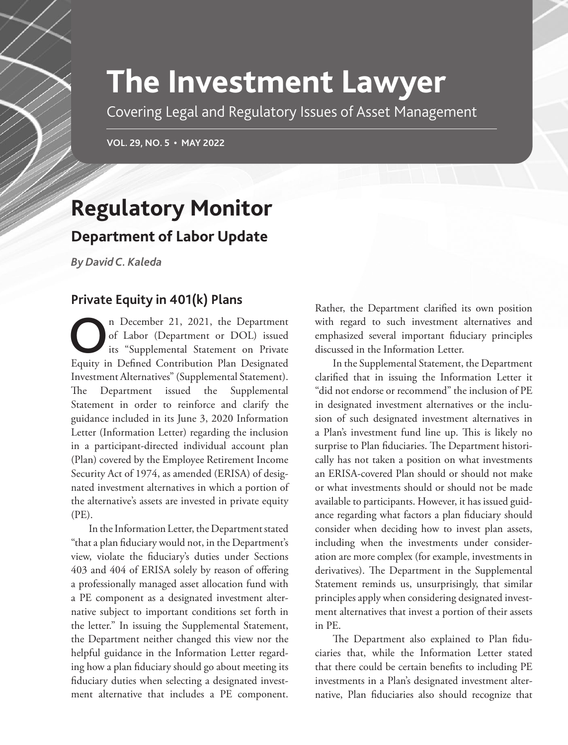# The Investment Lawyer

Covering Legal and Regulatory Issues of Asset Management

VOL. 29, NO. 5 • MAY 2022

# Regulatory Monitor

## Department of Labor Update

*By David C. Kaleda*

### Private Equity in 401(k) Plans

On December 21, 2021, the Department of Labor (Department or DOL) issued its "Supplemental Statement on Private Equity in Defined Contribution Plan Designated Investment Alternatives" (Supplemental Statement). The Department issued the Supplemental Statement in order to reinforce and clarify the guidance included in its June 3, 2020 Information Letter (Information Letter) regarding the inclusion in a participant-directed individual account plan (Plan) covered by the Employee Retirement Income Security Act of 1974, as amended (ERISA) of designated investment alternatives in which a portion of the alternative's assets are invested in private equity (PE).

In the Information Letter, the Department stated "that a plan fiduciary would not, in the Department's view, violate the fiduciary's duties under Sections 403 and 404 of ERISA solely by reason of offering a professionally managed asset allocation fund with a PE component as a designated investment alternative subject to important conditions set forth in the letter." In issuing the Supplemental Statement, the Department neither changed this view nor the helpful guidance in the Information Letter regarding how a plan fiduciary should go about meeting its fiduciary duties when selecting a designated investment alternative that includes a PE component. Rather, the Department clarified its own position with regard to such investment alternatives and emphasized several important fiduciary principles discussed in the Information Letter.

In the Supplemental Statement, the Department clarified that in issuing the Information Letter it "did not endorse or recommend" the inclusion of PE in designated investment alternatives or the inclusion of such designated investment alternatives in a Plan's investment fund line up. This is likely no surprise to Plan fiduciaries. The Department historically has not taken a position on what investments an ERISA-covered Plan should or should not make or what investments should or should not be made available to participants. However, it has issued guidance regarding what factors a plan fiduciary should consider when deciding how to invest plan assets, including when the investments under consideration are more complex (for example, investments in derivatives). The Department in the Supplemental Statement reminds us, unsurprisingly, that similar principles apply when considering designated investment alternatives that invest a portion of their assets in PE.

The Department also explained to Plan fiduciaries that, while the Information Letter stated that there could be certain benefits to including PE investments in a Plan's designated investment alternative, Plan fiduciaries also should recognize that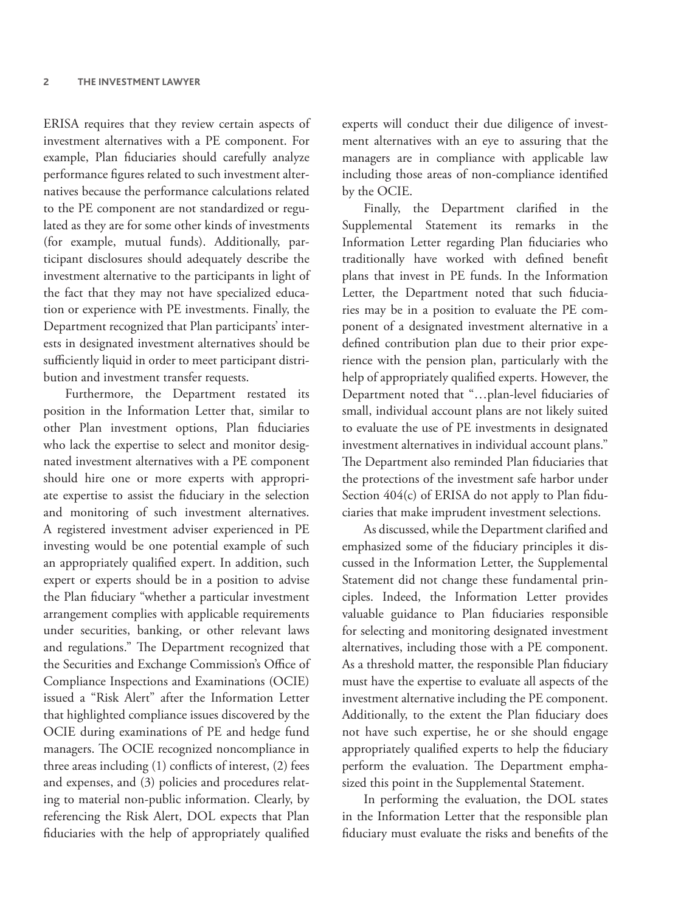ERISA requires that they review certain aspects of investment alternatives with a PE component. For example, Plan fiduciaries should carefully analyze performance figures related to such investment alternatives because the performance calculations related to the PE component are not standardized or regulated as they are for some other kinds of investments (for example, mutual funds). Additionally, participant disclosures should adequately describe the investment alternative to the participants in light of the fact that they may not have specialized education or experience with PE investments. Finally, the Department recognized that Plan participants' interests in designated investment alternatives should be sufficiently liquid in order to meet participant distribution and investment transfer requests.

Furthermore, the Department restated its position in the Information Letter that, similar to other Plan investment options, Plan fiduciaries who lack the expertise to select and monitor designated investment alternatives with a PE component should hire one or more experts with appropriate expertise to assist the fiduciary in the selection and monitoring of such investment alternatives. A registered investment adviser experienced in PE investing would be one potential example of such an appropriately qualified expert. In addition, such expert or experts should be in a position to advise the Plan fiduciary "whether a particular investment arrangement complies with applicable requirements under securities, banking, or other relevant laws and regulations." The Department recognized that the Securities and Exchange Commission's Office of Compliance Inspections and Examinations (OCIE) issued a "Risk Alert" after the Information Letter that highlighted compliance issues discovered by the OCIE during examinations of PE and hedge fund managers. The OCIE recognized noncompliance in three areas including (1) conflicts of interest, (2) fees and expenses, and (3) policies and procedures relating to material non-public information. Clearly, by referencing the Risk Alert, DOL expects that Plan fiduciaries with the help of appropriately qualified experts will conduct their due diligence of investment alternatives with an eye to assuring that the managers are in compliance with applicable law including those areas of non-compliance identified by the OCIE.

Finally, the Department clarified in the Supplemental Statement its remarks in the Information Letter regarding Plan fiduciaries who traditionally have worked with defined benefit plans that invest in PE funds. In the Information Letter, the Department noted that such fiduciaries may be in a position to evaluate the PE component of a designated investment alternative in a defined contribution plan due to their prior experience with the pension plan, particularly with the help of appropriately qualified experts. However, the Department noted that "…plan-level fiduciaries of small, individual account plans are not likely suited to evaluate the use of PE investments in designated investment alternatives in individual account plans." The Department also reminded Plan fiduciaries that the protections of the investment safe harbor under Section 404(c) of ERISA do not apply to Plan fiduciaries that make imprudent investment selections.

As discussed, while the Department clarified and emphasized some of the fiduciary principles it discussed in the Information Letter, the Supplemental Statement did not change these fundamental principles. Indeed, the Information Letter provides valuable guidance to Plan fiduciaries responsible for selecting and monitoring designated investment alternatives, including those with a PE component. As a threshold matter, the responsible Plan fiduciary must have the expertise to evaluate all aspects of the investment alternative including the PE component. Additionally, to the extent the Plan fiduciary does not have such expertise, he or she should engage appropriately qualified experts to help the fiduciary perform the evaluation. The Department emphasized this point in the Supplemental Statement.

In performing the evaluation, the DOL states in the Information Letter that the responsible plan fiduciary must evaluate the risks and benefits of the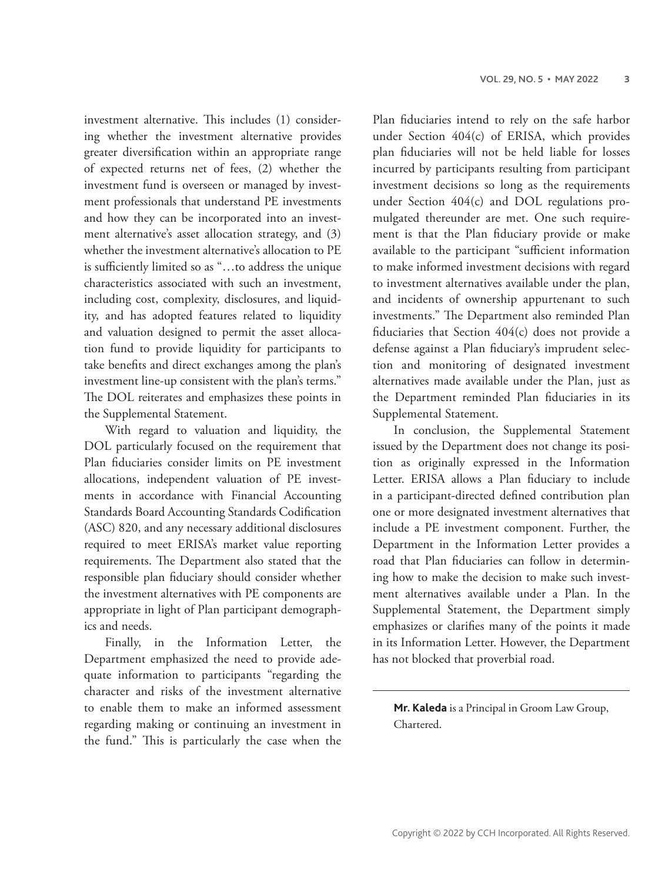investment alternative. This includes (1) considering whether the investment alternative provides greater diversification within an appropriate range of expected returns net of fees, (2) whether the investment fund is overseen or managed by investment professionals that understand PE investments and how they can be incorporated into an investment alternative's asset allocation strategy, and (3) whether the investment alternative's allocation to PE is sufficiently limited so as "…to address the unique characteristics associated with such an investment, including cost, complexity, disclosures, and liquidity, and has adopted features related to liquidity and valuation designed to permit the asset allocation fund to provide liquidity for participants to take benefits and direct exchanges among the plan's investment line-up consistent with the plan's terms." The DOL reiterates and emphasizes these points in the Supplemental Statement.

With regard to valuation and liquidity, the DOL particularly focused on the requirement that Plan fiduciaries consider limits on PE investment allocations, independent valuation of PE investments in accordance with Financial Accounting Standards Board Accounting Standards Codification (ASC) 820, and any necessary additional disclosures required to meet ERISA's market value reporting requirements. The Department also stated that the responsible plan fiduciary should consider whether the investment alternatives with PE components are appropriate in light of Plan participant demographics and needs.

Finally, in the Information Letter, the Department emphasized the need to provide adequate information to participants "regarding the character and risks of the investment alternative to enable them to make an informed assessment regarding making or continuing an investment in the fund." This is particularly the case when the Plan fiduciaries intend to rely on the safe harbor under Section 404(c) of ERISA, which provides plan fiduciaries will not be held liable for losses incurred by participants resulting from participant investment decisions so long as the requirements under Section 404(c) and DOL regulations promulgated thereunder are met. One such requirement is that the Plan fiduciary provide or make available to the participant "sufficient information to make informed investment decisions with regard to investment alternatives available under the plan, and incidents of ownership appurtenant to such investments." The Department also reminded Plan fiduciaries that Section 404(c) does not provide a defense against a Plan fiduciary's imprudent selection and monitoring of designated investment alternatives made available under the Plan, just as the Department reminded Plan fiduciaries in its Supplemental Statement.

In conclusion, the Supplemental Statement issued by the Department does not change its position as originally expressed in the Information Letter. ERISA allows a Plan fiduciary to include in a participant-directed defined contribution plan one or more designated investment alternatives that include a PE investment component. Further, the Department in the Information Letter provides a road that Plan fiduciaries can follow in determining how to make the decision to make such investment alternatives available under a Plan. In the Supplemental Statement, the Department simply emphasizes or clarifies many of the points it made in its Information Letter. However, the Department has not blocked that proverbial road.

---

**Mr. Kaleda** is a Principal in Groom Law Group, Chartered.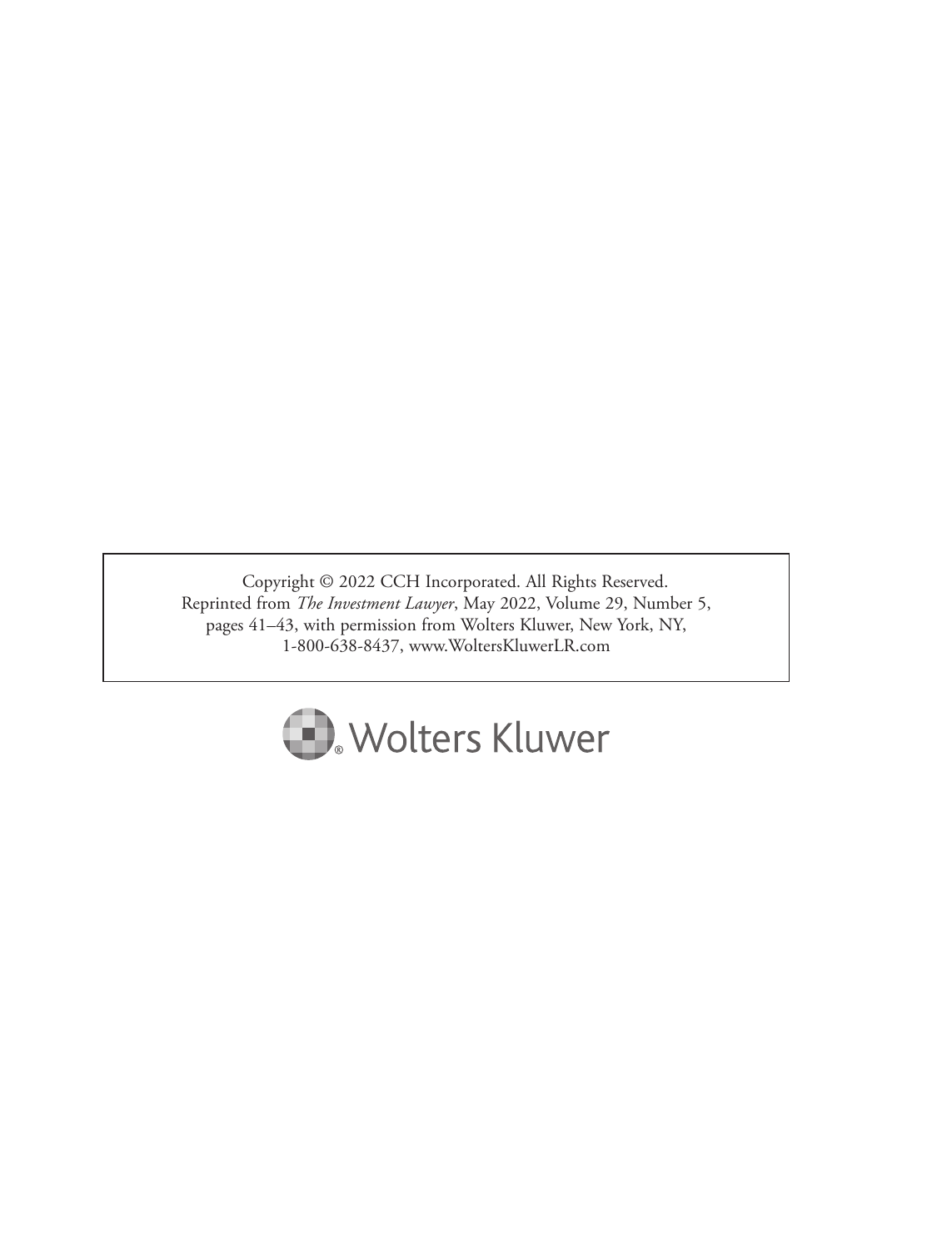Copyright © 2022 CCH Incorporated. All Rights Reserved.
Reprinted from *The Investment Lawyer*, May 2022, Volume 29, Number 5,
pages 41–43, with permission from Wolters Kluwer, New York, NY,
1-800-638-8437, www.WoltersKluwerLR.com

Wolters Kluwer